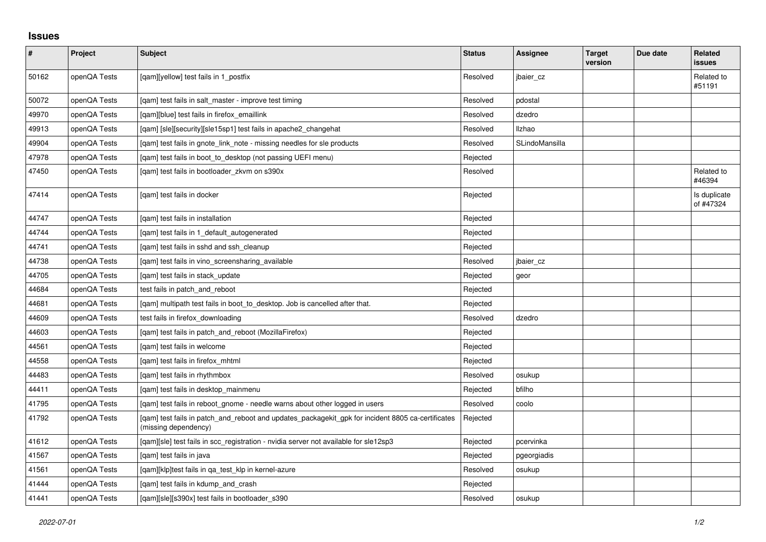# Issues

| # | Project | Subject | Status | Assignee | Target version | Due date | Related issues |
|---|---|---|---|---|---|---|---|
| 50162 | openQA Tests | [qam][yellow] test fails in 1_postfix | Resolved | jbaier_cz | | | Related to #51191 |
| 50072 | openQA Tests | [qam] test fails in salt_master - improve test timing | Resolved | pdostal | | | |
| 49970 | openQA Tests | [qam][blue] test fails in firefox_emaillink | Resolved | dzedro | | | |
| 49913 | openQA Tests | [qam] [sle][security][sle15sp1] test fails in apache2_changehat | Resolved | llzhao | | | |
| 49904 | openQA Tests | [qam] test fails in gnote_link_note - missing needles for sle products | Resolved | SLindoMansilla | | | |
| 47978 | openQA Tests | [qam] test fails in boot_to_desktop (not passing UEFI menu) | Rejected | | | | |
| 47450 | openQA Tests | [qam] test fails in bootloader_zkvm on s390x | Resolved | | | | Related to #46394 |
| 47414 | openQA Tests | [qam] test fails in docker | Rejected | | | | Is duplicate of #47324 |
| 44747 | openQA Tests | [qam] test fails in installation | Rejected | | | | |
| 44744 | openQA Tests | [qam] test fails in 1_default_autogenerated | Rejected | | | | |
| 44741 | openQA Tests | [qam] test fails in sshd and ssh_cleanup | Rejected | | | | |
| 44738 | openQA Tests | [qam] test fails in vino_screensharing_available | Resolved | jbaier_cz | | | |
| 44705 | openQA Tests | [qam] test fails in stack_update | Rejected | geor | | | |
| 44684 | openQA Tests | test fails in patch_and_reboot | Rejected | | | | |
| 44681 | openQA Tests | [qam] multipath test fails in boot_to_desktop. Job is cancelled after that. | Rejected | | | | |
| 44609 | openQA Tests | test fails in firefox_downloading | Resolved | dzedro | | | |
| 44603 | openQA Tests | [qam] test fails in patch_and_reboot (MozillaFirefox) | Rejected | | | | |
| 44561 | openQA Tests | [qam] test fails in welcome | Rejected | | | | |
| 44558 | openQA Tests | [qam] test fails in firefox_mhtml | Rejected | | | | |
| 44483 | openQA Tests | [qam] test fails in rhythmbox | Resolved | osukup | | | |
| 44411 | openQA Tests | [qam] test fails in desktop_mainmenu | Rejected | bfilho | | | |
| 41795 | openQA Tests | [qam] test fails in reboot_gnome - needle warns about other logged in users | Resolved | coolo | | | |
| 41792 | openQA Tests | [qam] test fails in patch_and_reboot and updates_packagekit_gpk for incident 8805 ca-certificates (missing dependency) | Rejected | | | | |
| 41612 | openQA Tests | [qam][sle] test fails in scc_registration - nvidia server not available for sle12sp3 | Rejected | pcervinka | | | |
| 41567 | openQA Tests | [qam] test fails in java | Rejected | pgeorgiadis | | | |
| 41561 | openQA Tests | [qam][klp]test fails in qa_test_klp in kernel-azure | Resolved | osukup | | | |
| 41444 | openQA Tests | [qam] test fails in kdump_and_crash | Rejected | | | | |
| 41441 | openQA Tests | [qam][sle][s390x] test fails in bootloader_s390 | Resolved | osukup | | | |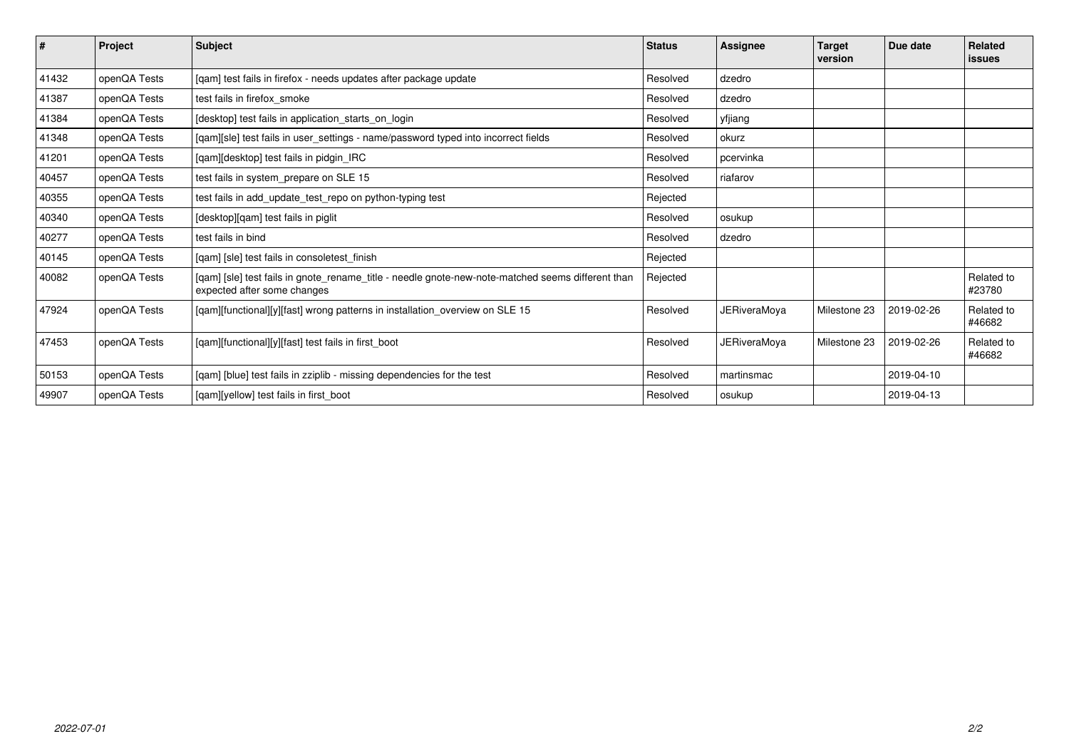| # | Project | Subject | Status | Assignee | Target version | Due date | Related issues |
|---|---|---|---|---|---|---|---|
| 41432 | openQA Tests | [qam] test fails in firefox - needs updates after package update | Resolved | dzedro | | | |
| 41387 | openQA Tests | test fails in firefox_smoke | Resolved | dzedro | | | |
| 41384 | openQA Tests | [desktop] test fails in application_starts_on_login | Resolved | yfjiang | | | |
| 41348 | openQA Tests | [qam][sle] test fails in user_settings - name/password typed into incorrect fields | Resolved | okurz | | | |
| 41201 | openQA Tests | [qam][desktop] test fails in pidgin_IRC | Resolved | pcervinka | | | |
| 40457 | openQA Tests | test fails in system_prepare on SLE 15 | Resolved | riafarov | | | |
| 40355 | openQA Tests | test fails in add_update_test_repo on python-typing test | Rejected | | | | |
| 40340 | openQA Tests | [desktop][qam] test fails in piglit | Resolved | osukup | | | |
| 40277 | openQA Tests | test fails in bind | Resolved | dzedro | | | |
| 40145 | openQA Tests | [qam] [sle] test fails in consoletest_finish | Rejected | | | | |
| 40082 | openQA Tests | [qam] [sle] test fails in gnote_rename_title - needle gnote-new-note-matched seems different than expected after some changes | Rejected | | | | Related to #23780 |
| 47924 | openQA Tests | [qam][functional][y][fast] wrong patterns in installation_overview on SLE 15 | Resolved | JERiveraMoya | Milestone 23 | 2019-02-26 | Related to #46682 |
| 47453 | openQA Tests | [qam][functional][y][fast] test fails in first_boot | Resolved | JERiveraMoya | Milestone 23 | 2019-02-26 | Related to #46682 |
| 50153 | openQA Tests | [qam] [blue] test fails in zziplib - missing dependencies for the test | Resolved | martinsmac | | 2019-04-10 | |
| 49907 | openQA Tests | [qam][yellow] test fails in first_boot | Resolved | osukup | | 2019-04-13 | |